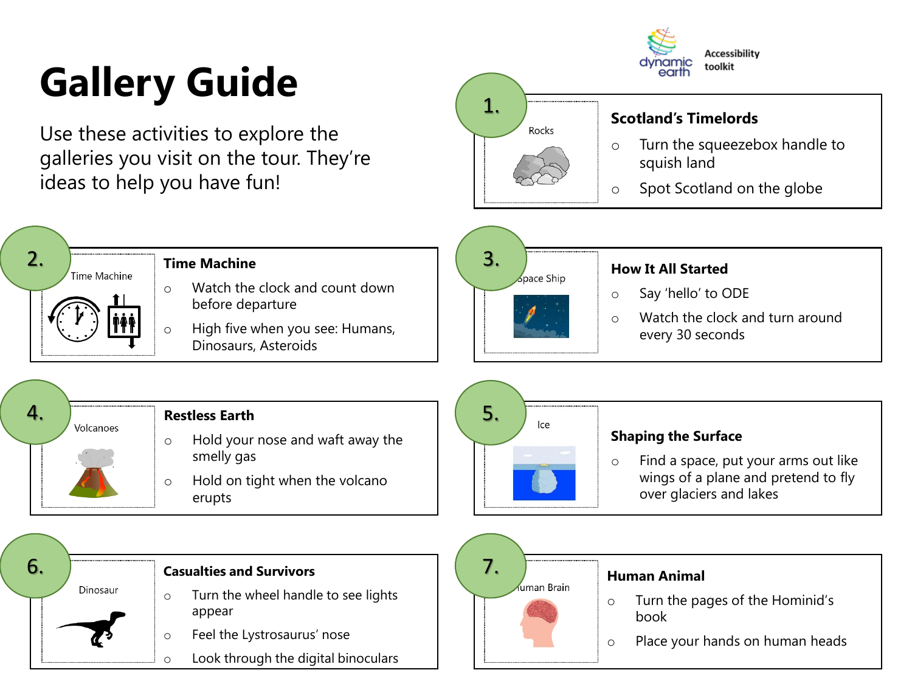# Gallery Guide

dynamic earth Accessibility toolkit

Use these activities to explore the galleries you visit on the tour. They're ideas to help you have fun!

## 1. Scotland's Timelords

Rocks

- Turn the squeezebox handle to squish land
- Spot Scotland on the globe

## 2. Time Machine

Time Machine

- Watch the clock and count down before departure
- High five when you see: Humans, Dinosaurs, Asteroids

## 3. How It All Started

Space Ship

- Say 'hello' to ODE
- Watch the clock and turn around every 30 seconds

## 4. Restless Earth

Volcanoes

- Hold your nose and waft away the smelly gas
- Hold on tight when the volcano erupts

## 5. Shaping the Surface

Ice

- Find a space, put your arms out like wings of a plane and pretend to fly over glaciers and lakes

## 6. Casualties and Survivors

Dinosaur

- Turn the wheel handle to see lights appear
- Feel the Lystrosaurus' nose
- Look through the digital binoculars

## 7. Human Animal

Human Brain

- Turn the pages of the Hominid's book
- Place your hands on human heads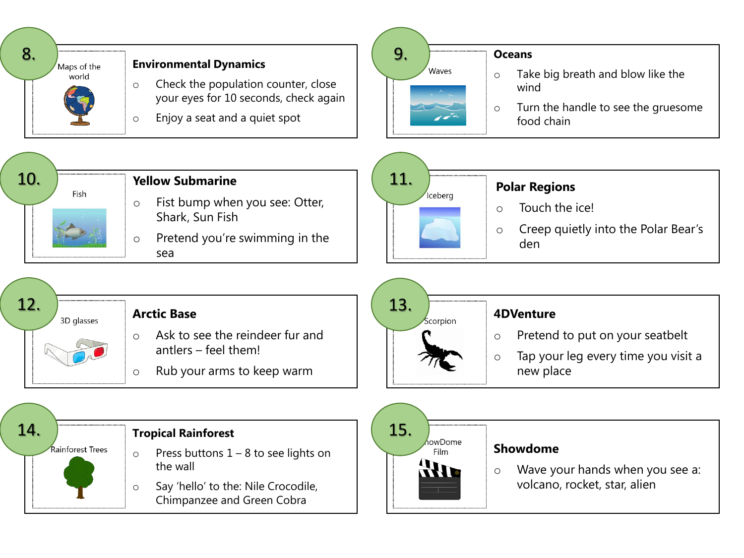## 8. Environmental Dynamics

Maps of the world

- Check the population counter, close your eyes for 10 seconds, check again
- Enjoy a seat and a quiet spot

## 9. Oceans

Waves

- Take big breath and blow like the wind
- Turn the handle to see the gruesome food chain

## 10. Yellow Submarine

Fish

- Fist bump when you see: Otter, Shark, Sun Fish
- Pretend you're swimming in the sea

## 11. Polar Regions

Iceberg

- Touch the ice!
- Creep quietly into the Polar Bear's den

## 12. Arctic Base

3D glasses

- Ask to see the reindeer fur and antlers – feel them!
- Rub your arms to keep warm

## 13. 4DVenture

Scorpion

- Pretend to put on your seatbelt
- Tap your leg every time you visit a new place

## 14. Tropical Rainforest

Rainforest Trees

- Press buttons 1 – 8 to see lights on the wall
- Say 'hello' to the: Nile Crocodile, Chimpanzee and Green Cobra

## 15. Showdome

ShowDome Film

- Wave your hands when you see a: volcano, rocket, star, alien